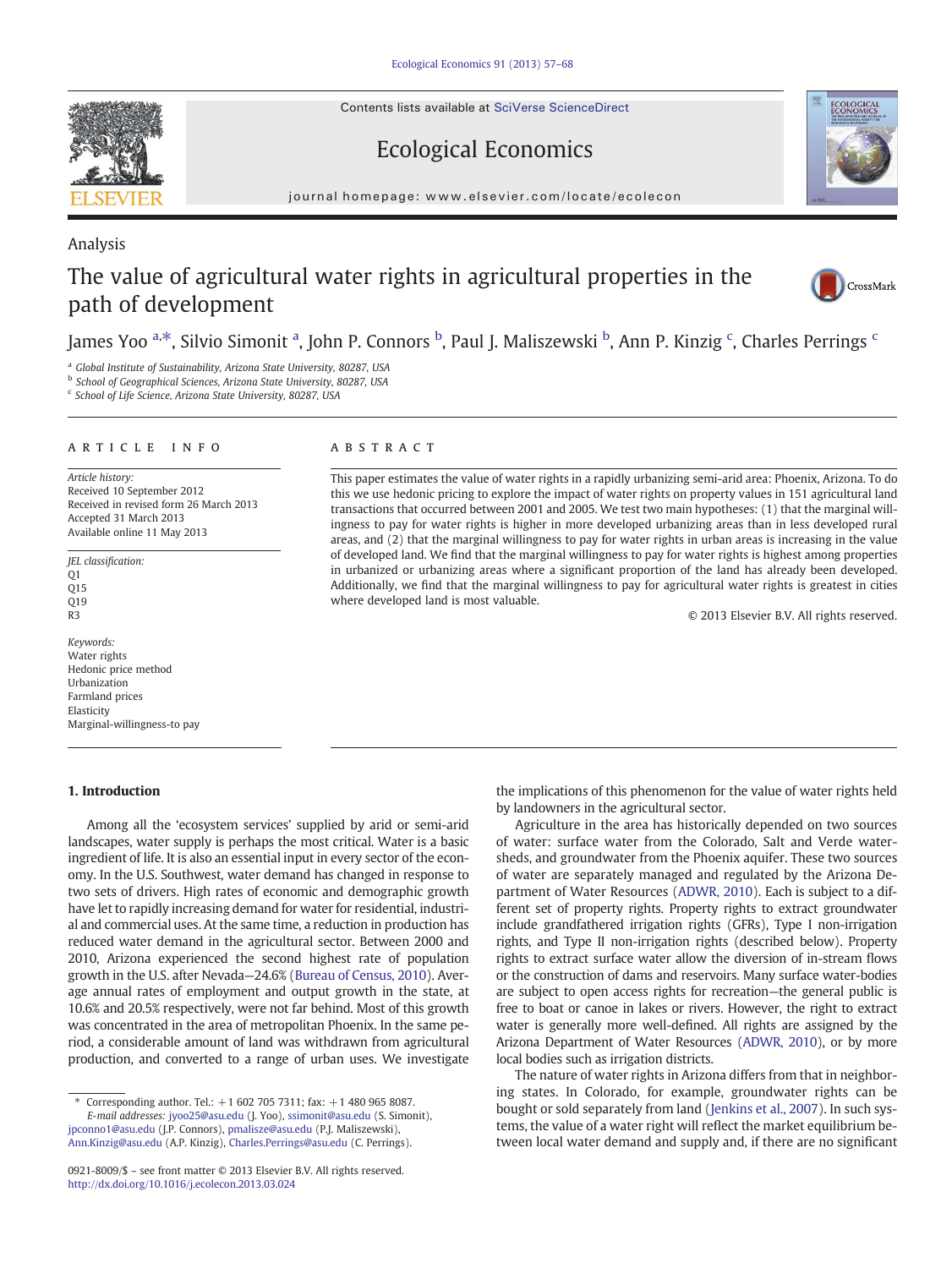Contents lists available at SciVerse ScienceDirect

Ecological Economics

journal homepage: www.elsevier.com/locate/ecolecon

Analysis

# The value of agricultural water rights in agricultural properties in the path of development

James Yoo [a,*], Silvio Simonit [a], John P. Connors [b], Paul J. Maliszewski [b], Ann P. Kinzig [c], Charles Perrings [c]

[a] Global Institute of Sustainability, Arizona State University, 80287, USA
[b] School of Geographical Sciences, Arizona State University, 80287, USA
[c] School of Life Science, Arizona State University, 80287, USA

## ARTICLE INFO

*Article history:*
Received 10 September 2012
Received in revised form 26 March 2013
Accepted 31 March 2013
Available online 11 May 2013

*JEL classification:*
Q1
Q15
Q19
R3

*Keywords:*
Water rights
Hedonic price method
Urbanization
Farmland prices
Elasticity
Marginal-willingness-to pay

## ABSTRACT

This paper estimates the value of water rights in a rapidly urbanizing semi-arid area: Phoenix, Arizona. To do this we use hedonic pricing to explore the impact of water rights on property values in 151 agricultural land transactions that occurred between 2001 and 2005. We test two main hypotheses: (1) that the marginal willingness to pay for water rights is higher in more developed urbanizing areas than in less developed rural areas, and (2) that the marginal willingness to pay for water rights in urban areas is increasing in the value of developed land. We find that the marginal willingness to pay for water rights is highest among properties in urbanized or urbanizing areas where a significant proportion of the land has already been developed. Additionally, we find that the marginal willingness to pay for agricultural water rights is greatest in cities where developed land is most valuable.

© 2013 Elsevier B.V. All rights reserved.

## 1. Introduction

Among all the 'ecosystem services' supplied by arid or semi-arid landscapes, water supply is perhaps the most critical. Water is a basic ingredient of life. It is also an essential input in every sector of the economy. In the U.S. Southwest, water demand has changed in response to two sets of drivers. High rates of economic and demographic growth have let to rapidly increasing demand for water for residential, industrial and commercial uses. At the same time, a reduction in production has reduced water demand in the agricultural sector. Between 2000 and 2010, Arizona experienced the second highest rate of population growth in the U.S. after Nevada—24.6% (Bureau of Census, 2010). Average annual rates of employment and output growth in the state, at 10.6% and 20.5% respectively, were not far behind. Most of this growth was concentrated in the area of metropolitan Phoenix. In the same period, a considerable amount of land was withdrawn from agricultural production, and converted to a range of urban uses. We investigate the implications of this phenomenon for the value of water rights held by landowners in the agricultural sector.

Agriculture in the area has historically depended on two sources of water: surface water from the Colorado, Salt and Verde watersheds, and groundwater from the Phoenix aquifer. These two sources of water are separately managed and regulated by the Arizona Department of Water Resources (ADWR, 2010). Each is subject to a different set of property rights. Property rights to extract groundwater include grandfathered irrigation rights (GFRs), Type I non-irrigation rights, and Type II non-irrigation rights (described below). Property rights to extract surface water allow the diversion of in-stream flows or the construction of dams and reservoirs. Many surface water-bodies are subject to open access rights for recreation—the general public is free to boat or canoe in lakes or rivers. However, the right to extract water is generally more well-defined. All rights are assigned by the Arizona Department of Water Resources (ADWR, 2010), or by more local bodies such as irrigation districts.

The nature of water rights in Arizona differs from that in neighboring states. In Colorado, for example, groundwater rights can be bought or sold separately from land (Jenkins et al., 2007). In such systems, the value of a water right will reflect the market equilibrium between local water demand and supply and, if there are no significant

* Corresponding author. Tel.: +1 602 705 7311; fax: +1 480 965 8087.
E-mail addresses: jyoo25@asu.edu (J. Yoo), ssimonit@asu.edu (S. Simonit), jpconno1@asu.edu (J.P. Connors), pmalisze@asu.edu (P.J. Maliszewski), Ann.Kinzig@asu.edu (A.P. Kinzig), Charles.Perrings@asu.edu (C. Perrings).

0921-8009/$ – see front matter © 2013 Elsevier B.V. All rights reserved.
http://dx.doi.org/10.1016/j.ecolecon.2013.03.024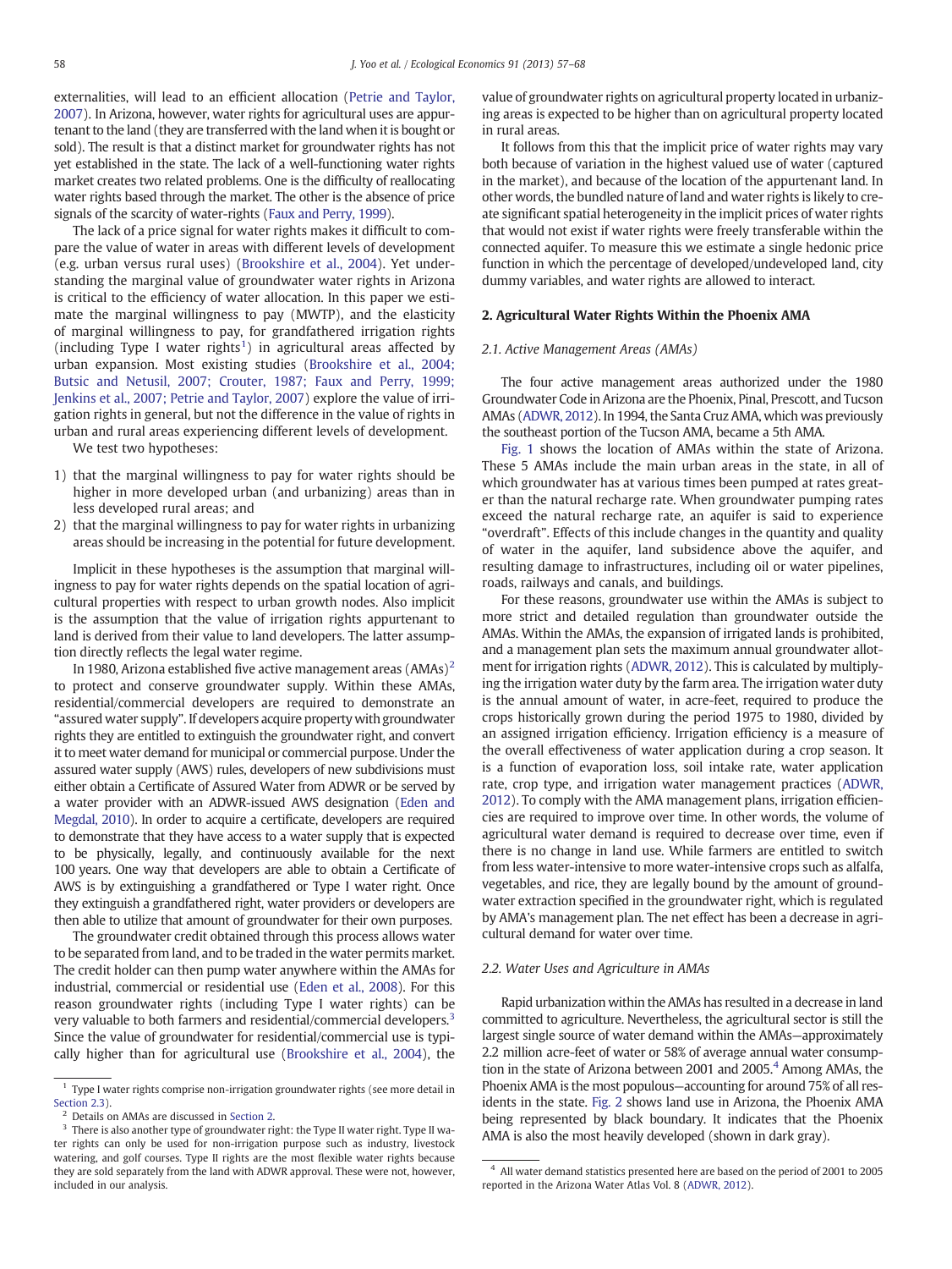externalities, will lead to an efficient allocation (Petrie and Taylor, 2007). In Arizona, however, water rights for agricultural uses are appurtenant to the land (they are transferred with the land when it is bought or sold). The result is that a distinct market for groundwater rights has not yet established in the state. The lack of a well-functioning water rights market creates two related problems. One is the difficulty of reallocating water rights based through the market. The other is the absence of price signals of the scarcity of water-rights (Faux and Perry, 1999).

The lack of a price signal for water rights makes it difficult to compare the value of water in areas with different levels of development (e.g. urban versus rural uses) (Brookshire et al., 2004). Yet understanding the marginal value of groundwater water rights in Arizona is critical to the efficiency of water allocation. In this paper we estimate the marginal willingness to pay (MWTP), and the elasticity of marginal willingness to pay, for grandfathered irrigation rights (including Type I water rights[1]) in agricultural areas affected by urban expansion. Most existing studies (Brookshire et al., 2004; Butsic and Netusil, 2007; Crouter, 1987; Faux and Perry, 1999; Jenkins et al., 2007; Petrie and Taylor, 2007) explore the value of irrigation rights in general, but not the difference in the value of rights in urban and rural areas experiencing different levels of development.

We test two hypotheses:

1) that the marginal willingness to pay for water rights should be higher in more developed urban (and urbanizing) areas than in less developed rural areas; and
2) that the marginal willingness to pay for water rights in urbanizing areas should be increasing in the potential for future development.

Implicit in these hypotheses is the assumption that marginal willingness to pay for water rights depends on the spatial location of agricultural properties with respect to urban growth nodes. Also implicit is the assumption that the value of irrigation rights appurtenant to land is derived from their value to land developers. The latter assumption directly reflects the legal water regime.

In 1980, Arizona established five active management areas (AMAs)[2] to protect and conserve groundwater supply. Within these AMAs, residential/commercial developers are required to demonstrate an "assured water supply". If developers acquire property with groundwater rights they are entitled to extinguish the groundwater right, and convert it to meet water demand for municipal or commercial purpose. Under the assured water supply (AWS) rules, developers of new subdivisions must either obtain a Certificate of Assured Water from ADWR or be served by a water provider with an ADWR-issued AWS designation (Eden and Megdal, 2010). In order to acquire a certificate, developers are required to demonstrate that they have access to a water supply that is expected to be physically, legally, and continuously available for the next 100 years. One way that developers are able to obtain a Certificate of AWS is by extinguishing a grandfathered or Type I water right. Once they extinguish a grandfathered right, water providers or developers are then able to utilize that amount of groundwater for their own purposes.

The groundwater credit obtained through this process allows water to be separated from land, and to be traded in the water permits market. The credit holder can then pump water anywhere within the AMAs for industrial, commercial or residential use (Eden et al., 2008). For this reason groundwater rights (including Type I water rights) can be very valuable to both farmers and residential/commercial developers.[3] Since the value of groundwater for residential/commercial use is typically higher than for agricultural use (Brookshire et al., 2004), the value of groundwater rights on agricultural property located in urbanizing areas is expected to be higher than on agricultural property located in rural areas.

It follows from this that the implicit price of water rights may vary both because of variation in the highest valued use of water (captured in the market), and because of the location of the appurtenant land. In other words, the bundled nature of land and water rights is likely to create significant spatial heterogeneity in the implicit prices of water rights that would not exist if water rights were freely transferable within the connected aquifer. To measure this we estimate a single hedonic price function in which the percentage of developed/undeveloped land, city dummy variables, and water rights are allowed to interact.

## 2. Agricultural Water Rights Within the Phoenix AMA

### 2.1. Active Management Areas (AMAs)

The four active management areas authorized under the 1980 Groundwater Code in Arizona are the Phoenix, Pinal, Prescott, and Tucson AMAs (ADWR, 2012). In 1994, the Santa Cruz AMA, which was previously the southeast portion of the Tucson AMA, became a 5th AMA.

Fig. 1 shows the location of AMAs within the state of Arizona. These 5 AMAs include the main urban areas in the state, in all of which groundwater has at various times been pumped at rates greater than the natural recharge rate. When groundwater pumping rates exceed the natural recharge rate, an aquifer is said to experience "overdraft". Effects of this include changes in the quantity and quality of water in the aquifer, land subsidence above the aquifer, and resulting damage to infrastructures, including oil or water pipelines, roads, railways and canals, and buildings.

For these reasons, groundwater use within the AMAs is subject to more strict and detailed regulation than groundwater outside the AMAs. Within the AMAs, the expansion of irrigated lands is prohibited, and a management plan sets the maximum annual groundwater allotment for irrigation rights (ADWR, 2012). This is calculated by multiplying the irrigation water duty by the farm area. The irrigation water duty is the annual amount of water, in acre-feet, required to produce the crops historically grown during the period 1975 to 1980, divided by an assigned irrigation efficiency. Irrigation efficiency is a measure of the overall effectiveness of water application during a crop season. It is a function of evaporation loss, soil intake rate, water application rate, crop type, and irrigation water management practices (ADWR, 2012). To comply with the AMA management plans, irrigation efficiencies are required to improve over time. In other words, the volume of agricultural water demand is required to decrease over time, even if there is no change in land use. While farmers are entitled to switch from less water-intensive to more water-intensive crops such as alfalfa, vegetables, and rice, they are legally bound by the amount of groundwater extraction specified in the groundwater right, which is regulated by AMA's management plan. The net effect has been a decrease in agricultural demand for water over time.

### 2.2. Water Uses and Agriculture in AMAs

Rapid urbanization within the AMAs has resulted in a decrease in land committed to agriculture. Nevertheless, the agricultural sector is still the largest single source of water demand within the AMAs—approximately 2.2 million acre-feet of water or 58% of average annual water consumption in the state of Arizona between 2001 and 2005.[4] Among AMAs, the Phoenix AMA is the most populous—accounting for around 75% of all residents in the state. Fig. 2 shows land use in Arizona, the Phoenix AMA being represented by black boundary. It indicates that the Phoenix AMA is also the most heavily developed (shown in dark gray).

[1] Type I water rights comprise non-irrigation groundwater rights (see more detail in Section 2.3).

[2] Details on AMAs are discussed in Section 2.

[3] There is also another type of groundwater right: the Type II water right. Type II water rights can only be used for non-irrigation purpose such as industry, livestock watering, and golf courses. Type II rights are the most flexible water rights because they are sold separately from the land with ADWR approval. These were not, however, included in our analysis.

[4] All water demand statistics presented here are based on the period of 2001 to 2005 reported in the Arizona Water Atlas Vol. 8 (ADWR, 2012).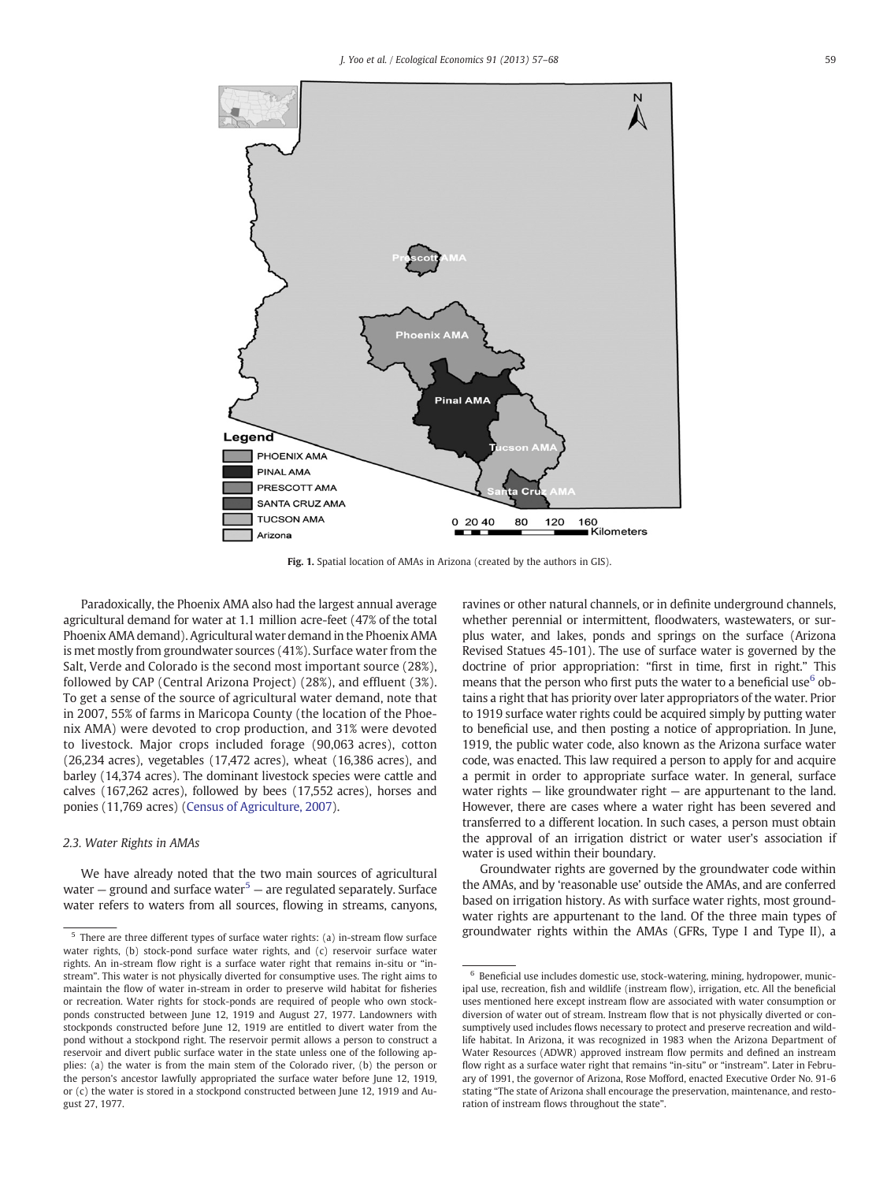Prescott AMA

Phoenix AMA

Pinal AMA

Tucson AMA

Santa Cruz AMA

N

Legend

PHOENIX AMA

PINAL AMA

PRESCOTT AMA

SANTA CRUZ AMA

TUCSON AMA

Arizona

0 20 40 80 120 160

Kilometers

**Fig. 1.** Spatial location of AMAs in Arizona (created by the authors in GIS).

Paradoxically, the Phoenix AMA also had the largest annual average agricultural demand for water at 1.1 million acre-feet (47% of the total Phoenix AMA demand). Agricultural water demand in the Phoenix AMA is met mostly from groundwater sources (41%). Surface water from the Salt, Verde and Colorado is the second most important source (28%), followed by CAP (Central Arizona Project) (28%), and effluent (3%). To get a sense of the source of agricultural water demand, note that in 2007, 55% of farms in Maricopa County (the location of the Phoenix AMA) were devoted to crop production, and 31% were devoted to livestock. Major crops included forage (90,063 acres), cotton (26,234 acres), vegetables (17,472 acres), wheat (16,386 acres), and barley (14,374 acres). The dominant livestock species were cattle and calves (167,262 acres), followed by bees (17,552 acres), horses and ponies (11,769 acres) (Census of Agriculture, 2007).

### 2.3. Water Rights in AMAs

We have already noted that the two main sources of agricultural water — ground and surface water[5] — are regulated separately. Surface water refers to waters from all sources, flowing in streams, canyons, ravines or other natural channels, or in definite underground channels, whether perennial or intermittent, floodwaters, wastewaters, or surplus water, and lakes, ponds and springs on the surface (Arizona Revised Statues 45-101). The use of surface water is governed by the doctrine of prior appropriation: "first in time, first in right." This means that the person who first puts the water to a beneficial use[6] obtains a right that has priority over later appropriators of the water. Prior to 1919 surface water rights could be acquired simply by putting water to beneficial use, and then posting a notice of appropriation. In June, 1919, the public water code, also known as the Arizona surface water code, was enacted. This law required a person to apply for and acquire a permit in order to appropriate surface water. In general, surface water rights — like groundwater right — are appurtenant to the land. However, there are cases where a water right has been severed and transferred to a different location. In such cases, a person must obtain the approval of an irrigation district or water user's association if water is used within their boundary.

Groundwater rights are governed by the groundwater code within the AMAs, and by 'reasonable use' outside the AMAs, and are conferred based on irrigation history. As with surface water rights, most groundwater rights are appurtenant to the land. Of the three main types of groundwater rights within the AMAs (GFRs, Type I and Type II), a

[5] There are three different types of surface water rights: (a) in-stream flow surface water rights, (b) stock-pond surface water rights, and (c) reservoir surface water rights. An in-stream flow right is a surface water right that remains in-situ or "instream". This water is not physically diverted for consumptive uses. The right aims to maintain the flow of water in-stream in order to preserve wild habitat for fisheries or recreation. Water rights for stock-ponds are required of people who own stockponds constructed between June 12, 1919 and August 27, 1977. Landowners with stockponds constructed before June 12, 1919 are entitled to divert water from the pond without a stockpond right. The reservoir permit allows a person to construct a reservoir and divert public surface water in the state unless one of the following applies: (a) the water is from the main stem of the Colorado river, (b) the person or the person's ancestor lawfully appropriated the surface water before June 12, 1919, or (c) the water is stored in a stockpond constructed between June 12, 1919 and August 27, 1977.

[6] Beneficial use includes domestic use, stock-watering, mining, hydropower, municipal use, recreation, fish and wildlife (instream flow), irrigation, etc. All the beneficial uses mentioned here except instream flow are associated with water consumption or diversion of water out of stream. Instream flow that is not physically diverted or consumptively used includes flows necessary to protect and preserve recreation and wildlife habitat. In Arizona, it was recognized in 1983 when the Arizona Department of Water Resources (ADWR) approved instream flow permits and defined an instream flow right as a surface water right that remains "in-situ" or "instream". Later in February of 1991, the governor of Arizona, Rose Mofford, enacted Executive Order No. 91-6 stating "The state of Arizona shall encourage the preservation, maintenance, and restoration of instream flows throughout the state".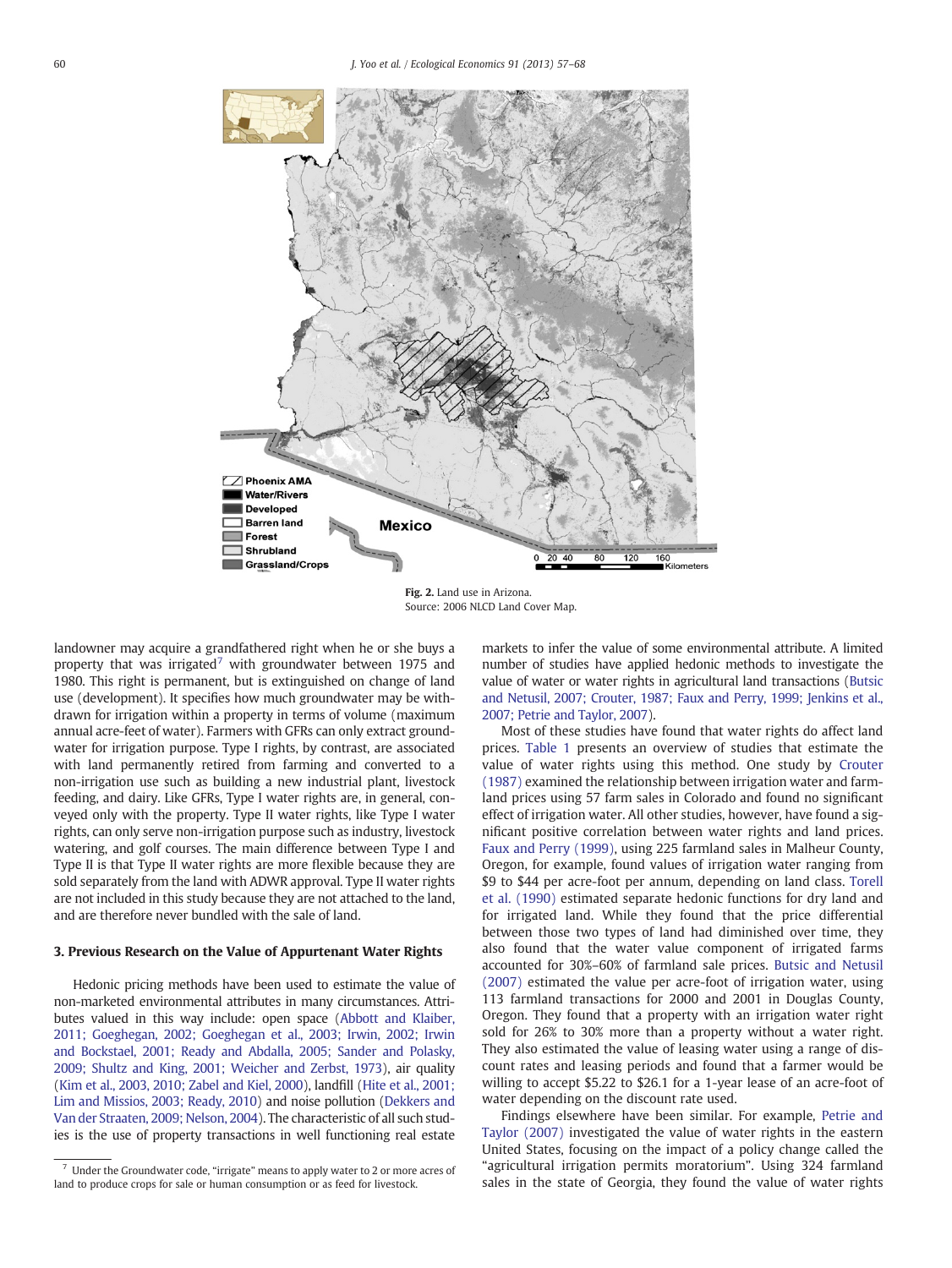Phoenix AMA
Water/Rivers
Developed
Barren land
Forest
Shrubland
Grassland/Crops

Mexico

0 20 40 80 120 160
Kilometers

**Fig. 2.** Land use in Arizona.
Source: 2006 NLCD Land Cover Map.

landowner may acquire a grandfathered right when he or she buys a property that was irrigated[7] with groundwater between 1975 and 1980. This right is permanent, but is extinguished on change of land use (development). It specifies how much groundwater may be withdrawn for irrigation within a property in terms of volume (maximum annual acre-feet of water). Farmers with GFRs can only extract groundwater for irrigation purpose. Type I rights, by contrast, are associated with land permanently retired from farming and converted to a non-irrigation use such as building a new industrial plant, livestock feeding, and dairy. Like GFRs, Type I water rights are, in general, conveyed only with the property. Type II water rights, like Type I water rights, can only serve non-irrigation purpose such as industry, livestock watering, and golf courses. The main difference between Type I and Type II is that Type II water rights are more flexible because they are sold separately from the land with ADWR approval. Type II water rights are not included in this study because they are not attached to the land, and are therefore never bundled with the sale of land.

## 3. Previous Research on the Value of Appurtenant Water Rights

Hedonic pricing methods have been used to estimate the value of non-marketed environmental attributes in many circumstances. Attributes valued in this way include: open space (Abbott and Klaiber, 2011; Goeghegan, 2002; Goeghegan et al., 2003; Irwin, 2002; Irwin and Bockstael, 2001; Ready and Abdalla, 2005; Sander and Polasky, 2009; Shultz and King, 2001; Weicher and Zerbst, 1973), air quality (Kim et al., 2003, 2010; Zabel and Kiel, 2000), landfill (Hite et al., 2001; Lim and Missios, 2003; Ready, 2010) and noise pollution (Dekkers and Van der Straaten, 2009; Nelson, 2004). The characteristic of all such studies is the use of property transactions in well functioning real estate markets to infer the value of some environmental attribute. A limited number of studies have applied hedonic methods to investigate the value of water or water rights in agricultural land transactions (Butsic and Netusil, 2007; Crouter, 1987; Faux and Perry, 1999; Jenkins et al., 2007; Petrie and Taylor, 2007).

Most of these studies have found that water rights do affect land prices. Table 1 presents an overview of studies that estimate the value of water rights using this method. One study by Crouter (1987) examined the relationship between irrigation water and farmland prices using 57 farm sales in Colorado and found no significant effect of irrigation water. All other studies, however, have found a significant positive correlation between water rights and land prices. Faux and Perry (1999), using 225 farmland sales in Malheur County, Oregon, for example, found values of irrigation water ranging from \$9 to \$44 per acre-foot per annum, depending on land class. Torell et al. (1990) estimated separate hedonic functions for dry land and for irrigated land. While they found that the price differential between those two types of land had diminished over time, they also found that the water value component of irrigated farms accounted for 30%–60% of farmland sale prices. Butsic and Netusil (2007) estimated the value per acre-foot of irrigation water, using 113 farmland transactions for 2000 and 2001 in Douglas County, Oregon. They found that a property with an irrigation water right sold for 26% to 30% more than a property without a water right. They also estimated the value of leasing water using a range of discount rates and leasing periods and found that a farmer would be willing to accept \$5.22 to \$26.1 for a 1-year lease of an acre-foot of water depending on the discount rate used.

Findings elsewhere have been similar. For example, Petrie and Taylor (2007) investigated the value of water rights in the eastern United States, focusing on the impact of a policy change called the "agricultural irrigation permits moratorium". Using 324 farmland sales in the state of Georgia, they found the value of water rights

[7] Under the Groundwater code, "irrigate" means to apply water to 2 or more acres of land to produce crops for sale or human consumption or as feed for livestock.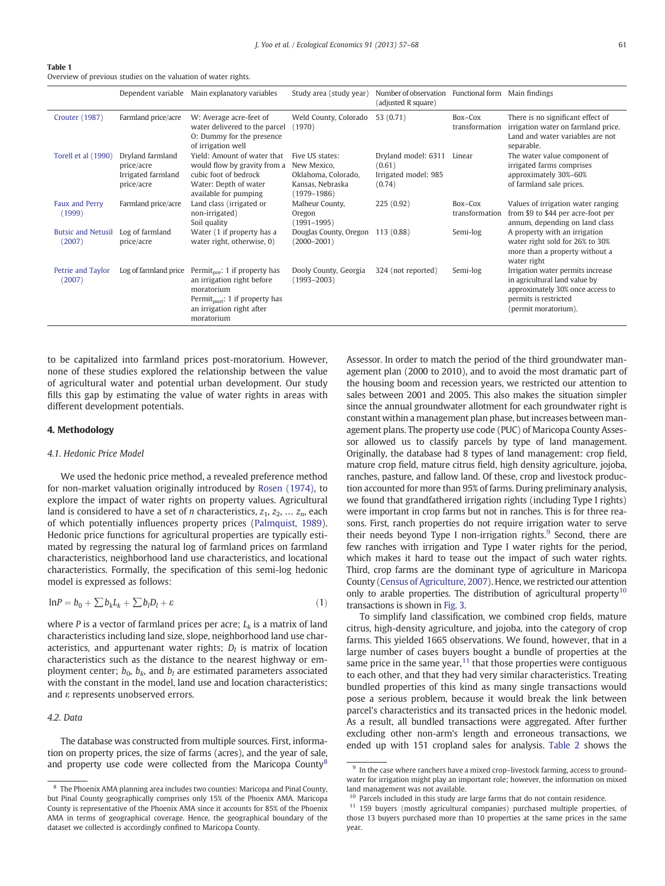**Table 1**
Overview of previous studies on the valuation of water rights.

| | Dependent variable | Main explanatory variables | Study area (study year) | Number of observation (adjusted R square) | Functional form | Main findings |
|---|---|---|---|---|---|---|
| Crouter (1987) | Farmland price/acre | W: Average acre-feet of water delivered to the parcel<br>O: Dummy for the presence of irrigation well | Weld County, Colorado (1970) | 53 (0.71) | Box–Cox transformation | There is no significant effect of irrigation water on farmland price. Land and water variables are not separable. |
| Torell et al (1990) | Dryland farmland price/acre<br>Irrigated farmland price/acre | Yield: Amount of water that would flow by gravity from a cubic foot of bedrock<br>Water: Depth of water available for pumping | Five US states: New Mexico, Oklahoma, Colorado, Kansas, Nebraska (1979–1986) | Dryland model: 6311 (0.61)<br>Irrigated model: 985 (0.74) | Linear | The water value component of irrigated farms comprises approximately 30%–60% of farmland sale prices. |
| Faux and Perry (1999) | Farmland price/acre | Land class (irrigated or non-irrigated)<br>Soil quality | Malheur County, Oregon (1991–1995) | 225 (0.92) | Box–Cox transformation | Values of irrigation water ranging from \$9 to \$44 per acre-foot per annum, depending on land class |
| Butsic and Netusil (2007) | Log of farmland price/acre | Water (1 if property has a water right, otherwise, 0) | Douglas County, Oregon (2000–2001) | 113 (0.88) | Semi-log | A property with an irrigation water right sold for 26% to 30% more than a property without a water right |
| Petrie and Taylor (2007) | Log of farmland price | $\text{Permit}_{pre}$: 1 if property has an irrigation right before moratorium<br>$\text{Permit}_{post}$: 1 if property has an irrigation right after moratorium | Dooly County, Georgia (1993–2003) | 324 (not reported) | Semi-log | Irrigation water permits increase in agricultural land value by approximately 30% once access to permits is restricted (permit moratorium). |

to be capitalized into farmland prices post-moratorium. However, none of these studies explored the relationship between the value of agricultural water and potential urban development. Our study fills this gap by estimating the value of water rights in areas with different development potentials.

## 4. Methodology

### 4.1. Hedonic Price Model

We used the hedonic price method, a revealed preference method for non-market valuation originally introduced by Rosen (1974), to explore the impact of water rights on property values. Agricultural land is considered to have a set of $n$ characteristics, $z_1, z_2, \ldots z_n$, each of which potentially influences property prices (Palmquist, 1989). Hedonic price functions for agricultural properties are typically estimated by regressing the natural log of farmland prices on farmland characteristics, neighborhood land use characteristics, and locational characteristics. Formally, the specification of this semi-log hedonic model is expressed as follows:

$$\ln P = b_0 + \sum b_k L_k + \sum b_l D_l + \varepsilon \tag{1}$$

where $P$ is a vector of farmland prices per acre; $L_k$ is a matrix of land characteristics including land size, slope, neighborhood land use characteristics, and appurtenant water rights; $D_l$ is matrix of location characteristics such as the distance to the nearest highway or employment center; $b_0$, $b_k$, and $b_l$ are estimated parameters associated with the constant in the model, land use and location characteristics; and ε represents unobserved errors.

### 4.2. Data

The database was constructed from multiple sources. First, information on property prices, the size of farms (acres), and the year of sale, and property use code were collected from the Maricopa County[8] Assessor. In order to match the period of the third groundwater management plan (2000 to 2010), and to avoid the most dramatic part of the housing boom and recession years, we restricted our attention to sales between 2001 and 2005. This also makes the situation simpler since the annual groundwater allotment for each groundwater right is constant within a management plan phase, but increases between management plans. The property use code (PUC) of Maricopa County Assessor allowed us to classify parcels by type of land management. Originally, the database had 8 types of land management: crop field, mature crop field, mature citrus field, high density agriculture, jojoba, ranches, pasture, and fallow land. Of these, crop and livestock production accounted for more than 95% of farms. During preliminary analysis, we found that grandfathered irrigation rights (including Type I rights) were important in crop farms but not in ranches. This is for three reasons. First, ranch properties do not require irrigation water to serve their needs beyond Type I non-irrigation rights.[9] Second, there are few ranches with irrigation and Type I water rights for the period, which makes it hard to tease out the impact of such water rights. Third, crop farms are the dominant type of agriculture in Maricopa County (Census of Agriculture, 2007). Hence, we restricted our attention only to arable properties. The distribution of agricultural property[10] transactions is shown in Fig. 3.

To simplify land classification, we combined crop fields, mature citrus, high-density agriculture, and jojoba, into the category of crop farms. This yielded 1665 observations. We found, however, that in a large number of cases buyers bought a bundle of properties at the same price in the same year,[11] that those properties were contiguous to each other, and that they had very similar characteristics. Treating bundled properties of this kind as many single transactions would pose a serious problem, because it would break the link between parcel's characteristics and its transacted prices in the hedonic model. As a result, all bundled transactions were aggregated. After further excluding other non-arm's length and erroneous transactions, we ended up with 151 cropland sales for analysis. Table 2 shows the

[8] The Phoenix AMA planning area includes two counties: Maricopa and Pinal County, but Pinal County geographically comprises only 15% of the Phoenix AMA. Maricopa County is representative of the Phoenix AMA since it accounts for 85% of the Phoenix AMA in terms of geographical coverage. Hence, the geographical boundary of the dataset we collected is accordingly confined to Maricopa County.

[9] In the case where ranchers have a mixed crop–livestock farming, access to groundwater for irrigation might play an important role; however, the information on mixed land management was not available.

[10] Parcels included in this study are large farms that do not contain residence.

[11] 159 buyers (mostly agricultural companies) purchased multiple properties, of those 13 buyers purchased more than 10 properties at the same prices in the same year.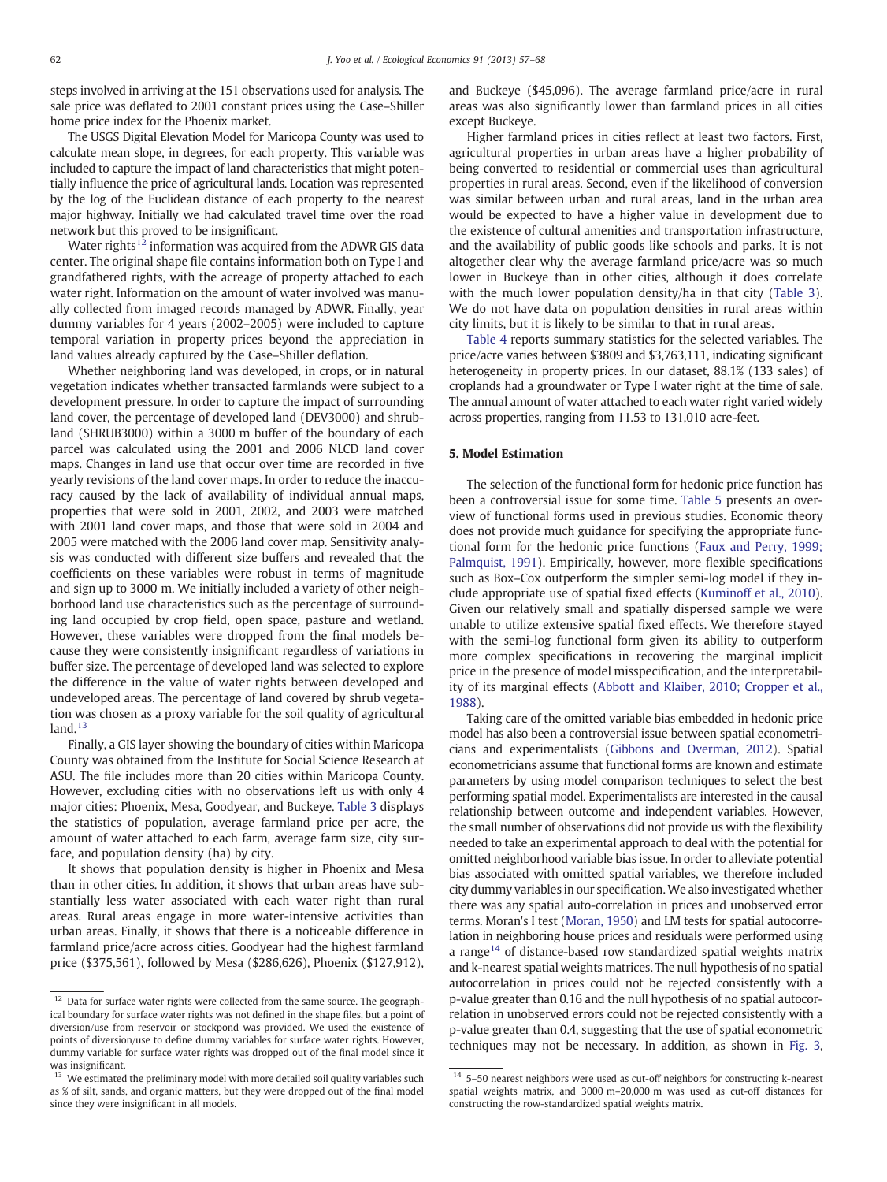steps involved in arriving at the 151 observations used for analysis. The sale price was deflated to 2001 constant prices using the Case–Shiller home price index for the Phoenix market.

The USGS Digital Elevation Model for Maricopa County was used to calculate mean slope, in degrees, for each property. This variable was included to capture the impact of land characteristics that might potentially influence the price of agricultural lands. Location was represented by the log of the Euclidean distance of each property to the nearest major highway. Initially we had calculated travel time over the road network but this proved to be insignificant.

Water rights[12] information was acquired from the ADWR GIS data center. The original shape file contains information both on Type I and grandfathered rights, with the acreage of property attached to each water right. Information on the amount of water involved was manually collected from imaged records managed by ADWR. Finally, year dummy variables for 4 years (2002–2005) were included to capture temporal variation in property prices beyond the appreciation in land values already captured by the Case–Shiller deflation.

Whether neighboring land was developed, in crops, or in natural vegetation indicates whether transacted farmlands were subject to a development pressure. In order to capture the impact of surrounding land cover, the percentage of developed land (DEV3000) and shrubland (SHRUB3000) within a 3000 m buffer of the boundary of each parcel was calculated using the 2001 and 2006 NLCD land cover maps. Changes in land use that occur over time are recorded in five yearly revisions of the land cover maps. In order to reduce the inaccuracy caused by the lack of availability of individual annual maps, properties that were sold in 2001, 2002, and 2003 were matched with 2001 land cover maps, and those that were sold in 2004 and 2005 were matched with the 2006 land cover map. Sensitivity analysis was conducted with different size buffers and revealed that the coefficients on these variables were robust in terms of magnitude and sign up to 3000 m. We initially included a variety of other neighborhood land use characteristics such as the percentage of surrounding land occupied by crop field, open space, pasture and wetland. However, these variables were dropped from the final models because they were consistently insignificant regardless of variations in buffer size. The percentage of developed land was selected to explore the difference in the value of water rights between developed and undeveloped areas. The percentage of land covered by shrub vegetation was chosen as a proxy variable for the soil quality of agricultural land.[13]

Finally, a GIS layer showing the boundary of cities within Maricopa County was obtained from the Institute for Social Science Research at ASU. The file includes more than 20 cities within Maricopa County. However, excluding cities with no observations left us with only 4 major cities: Phoenix, Mesa, Goodyear, and Buckeye. Table 3 displays the statistics of population, average farmland price per acre, the amount of water attached to each farm, average farm size, city surface, and population density (ha) by city.

It shows that population density is higher in Phoenix and Mesa than in other cities. In addition, it shows that urban areas have substantially less water associated with each water right than rural areas. Rural areas engage in more water-intensive activities than urban areas. Finally, it shows that there is a noticeable difference in farmland price/acre across cities. Goodyear had the highest farmland price ($375,561), followed by Mesa ($286,626), Phoenix ($127,912), and Buckeye ($45,096). The average farmland price/acre in rural areas was also significantly lower than farmland prices in all cities except Buckeye.

Higher farmland prices in cities reflect at least two factors. First, agricultural properties in urban areas have a higher probability of being converted to residential or commercial uses than agricultural properties in rural areas. Second, even if the likelihood of conversion was similar between urban and rural areas, land in the urban area would be expected to have a higher value in development due to the existence of cultural amenities and transportation infrastructure, and the availability of public goods like schools and parks. It is not altogether clear why the average farmland price/acre was so much lower in Buckeye than in other cities, although it does correlate with the much lower population density/ha in that city (Table 3). We do not have data on population densities in rural areas within city limits, but it is likely to be similar to that in rural areas.

Table 4 reports summary statistics for the selected variables. The price/acre varies between $3809 and $3,763,111, indicating significant heterogeneity in property prices. In our dataset, 88.1% (133 sales) of croplands had a groundwater or Type I water right at the time of sale. The annual amount of water attached to each water right varied widely across properties, ranging from 11.53 to 131,010 acre-feet.

## 5. Model Estimation

The selection of the functional form for hedonic price function has been a controversial issue for some time. Table 5 presents an overview of functional forms used in previous studies. Economic theory does not provide much guidance for specifying the appropriate functional form for the hedonic price functions (Faux and Perry, 1999; Palmquist, 1991). Empirically, however, more flexible specifications such as Box–Cox outperform the simpler semi-log model if they include appropriate use of spatial fixed effects (Kuminoff et al., 2010). Given our relatively small and spatially dispersed sample we were unable to utilize extensive spatial fixed effects. We therefore stayed with the semi-log functional form given its ability to outperform more complex specifications in recovering the marginal implicit price in the presence of model misspecification, and the interpretability of its marginal effects (Abbott and Klaiber, 2010; Cropper et al., 1988).

Taking care of the omitted variable bias embedded in hedonic price model has also been a controversial issue between spatial econometricians and experimentalists (Gibbons and Overman, 2012). Spatial econometricians assume that functional forms are known and estimate parameters by using model comparison techniques to select the best performing spatial model. Experimentalists are interested in the causal relationship between outcome and independent variables. However, the small number of observations did not provide us with the flexibility needed to take an experimental approach to deal with the potential for omitted neighborhood variable bias issue. In order to alleviate potential bias associated with omitted spatial variables, we therefore included city dummy variables in our specification. We also investigated whether there was any spatial auto-correlation in prices and unobserved error terms. Moran's I test (Moran, 1950) and LM tests for spatial autocorrelation in neighboring house prices and residuals were performed using a range[14] of distance-based row standardized spatial weights matrix and k-nearest spatial weights matrices. The null hypothesis of no spatial autocorrelation in prices could not be rejected consistently with a p-value greater than 0.16 and the null hypothesis of no spatial autocorrelation in unobserved errors could not be rejected consistently with a p-value greater than 0.4, suggesting that the use of spatial econometric techniques may not be necessary. In addition, as shown in Fig. 3,

---

[12] Data for surface water rights were collected from the same source. The geographical boundary for surface water rights was not defined in the shape files, but a point of diversion/use from reservoir or stockpond was provided. We used the existence of points of diversion/use to define dummy variables for surface water rights. However, dummy variable for surface water rights was dropped out of the final model since it was insignificant.

[13] We estimated the preliminary model with more detailed soil quality variables such as % of silt, sands, and organic matters, but they were dropped out of the final model since they were insignificant in all models.

[14] 5–50 nearest neighbors were used as cut-off neighbors for constructing k-nearest spatial weights matrix, and 3000 m–20,000 m was used as cut-off distances for constructing the row-standardized spatial weights matrix.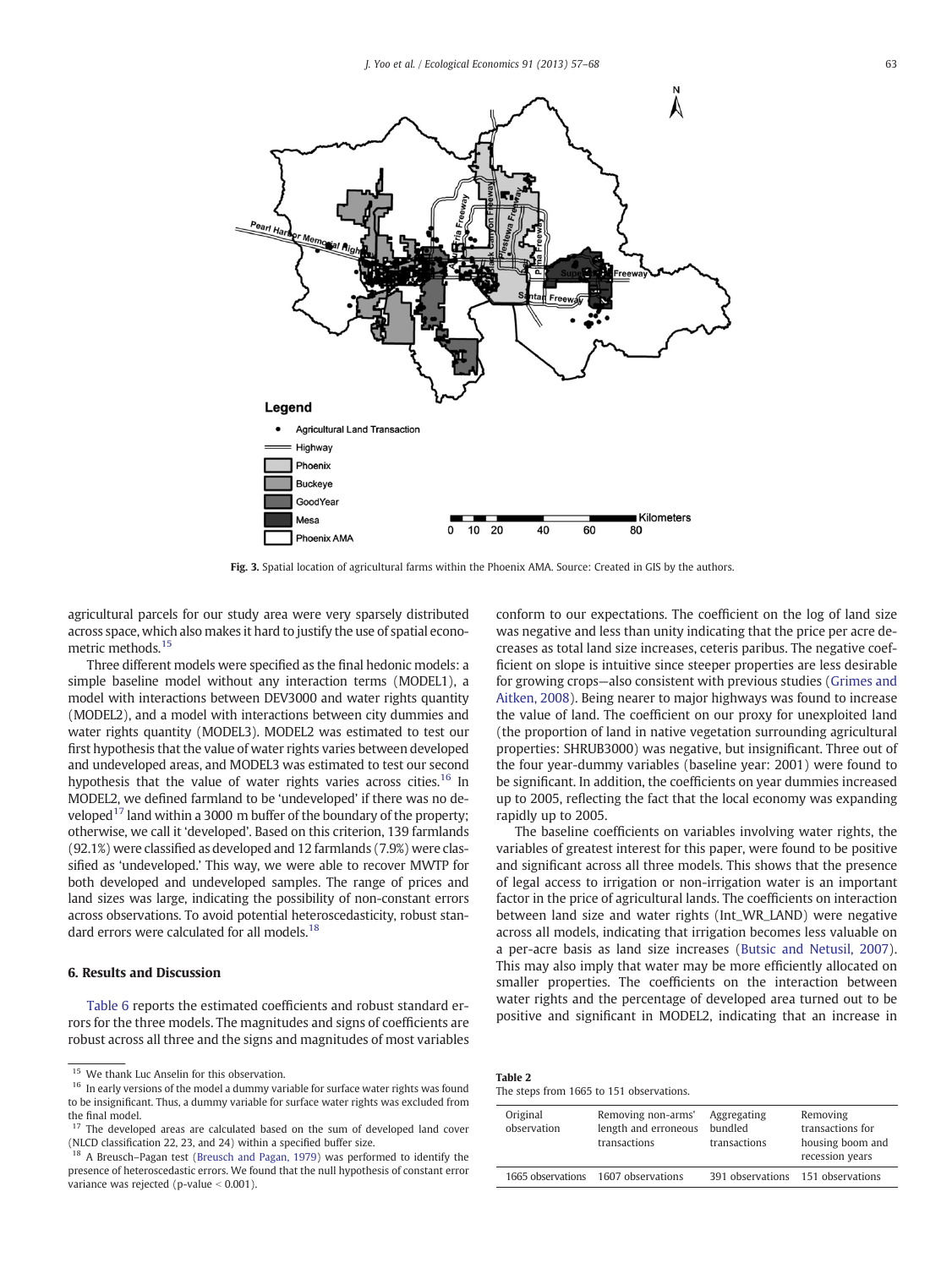N

Pearl Harbor Memorial Highway
Agua Fria Freeway
Black Canyon Freeway
Piestewa Freeway
Pima Freeway
Superstition Freeway
Santan Freeway

Legend
Agricultural Land Transaction
Highway
Phoenix
Buckeye
GoodYear
Mesa
Phoenix AMA

0 10 20 40 60 80
Kilometers

**Fig. 3.** Spatial location of agricultural farms within the Phoenix AMA. Source: Created in GIS by the authors.

agricultural parcels for our study area were very sparsely distributed across space, which also makes it hard to justify the use of spatial econometric methods.[15]

Three different models were specified as the final hedonic models: a simple baseline model without any interaction terms (MODEL1), a model with interactions between DEV3000 and water rights quantity (MODEL2), and a model with interactions between city dummies and water rights quantity (MODEL3). MODEL2 was estimated to test our first hypothesis that the value of water rights varies between developed and undeveloped areas, and MODEL3 was estimated to test our second hypothesis that the value of water rights varies across cities.[16] In MODEL2, we defined farmland to be 'undeveloped' if there was no developed[17] land within a 3000 m buffer of the boundary of the property; otherwise, we call it 'developed'. Based on this criterion, 139 farmlands (92.1%) were classified as developed and 12 farmlands (7.9%) were classified as 'undeveloped.' This way, we were able to recover MWTP for both developed and undeveloped samples. The range of prices and land sizes was large, indicating the possibility of non-constant errors across observations. To avoid potential heteroscedasticity, robust standard errors were calculated for all models.[18]

## 6. Results and Discussion

Table 6 reports the estimated coefficients and robust standard errors for the three models. The magnitudes and signs of coefficients are robust across all three and the signs and magnitudes of most variables conform to our expectations. The coefficient on the log of land size was negative and less than unity indicating that the price per acre decreases as total land size increases, ceteris paribus. The negative coefficient on slope is intuitive since steeper properties are less desirable for growing crops—also consistent with previous studies (Grimes and Aitken, 2008). Being nearer to major highways was found to increase the value of land. The coefficient on our proxy for unexploited land (the proportion of land in native vegetation surrounding agricultural properties: SHRUB3000) was negative, but insignificant. Three out of the four year-dummy variables (baseline year: 2001) were found to be significant. In addition, the coefficients on year dummies increased up to 2005, reflecting the fact that the local economy was expanding rapidly up to 2005.

The baseline coefficients on variables involving water rights, the variables of greatest interest for this paper, were found to be positive and significant across all three models. This shows that the presence of legal access to irrigation or non-irrigation water is an important factor in the price of agricultural lands. The coefficients on interaction between land size and water rights (Int_WR_LAND) were negative across all models, indicating that irrigation becomes less valuable on a per-acre basis as land size increases (Butsic and Netusil, 2007). This may also imply that water may be more efficiently allocated on smaller properties. The coefficients on the interaction between water rights and the percentage of developed area turned out to be positive and significant in MODEL2, indicating that an increase in

**Table 2**
The steps from 1665 to 151 observations.

| Original observation | Removing non-arms' length and erroneous transactions | Aggregating bundled transactions | Removing transactions for housing boom and recession years |
|---|---|---|---|
| 1665 observations | 1607 observations | 391 observations | 151 observations |

[15] We thank Luc Anselin for this observation.

[16] In early versions of the model a dummy variable for surface water rights was found to be insignificant. Thus, a dummy variable for surface water rights was excluded from the final model.

[17] The developed areas are calculated based on the sum of developed land cover (NLCD classification 22, 23, and 24) within a specified buffer size.

[18] A Breusch–Pagan test (Breusch and Pagan, 1979) was performed to identify the presence of heteroscedastic errors. We found that the null hypothesis of constant error variance was rejected (p-value < 0.001).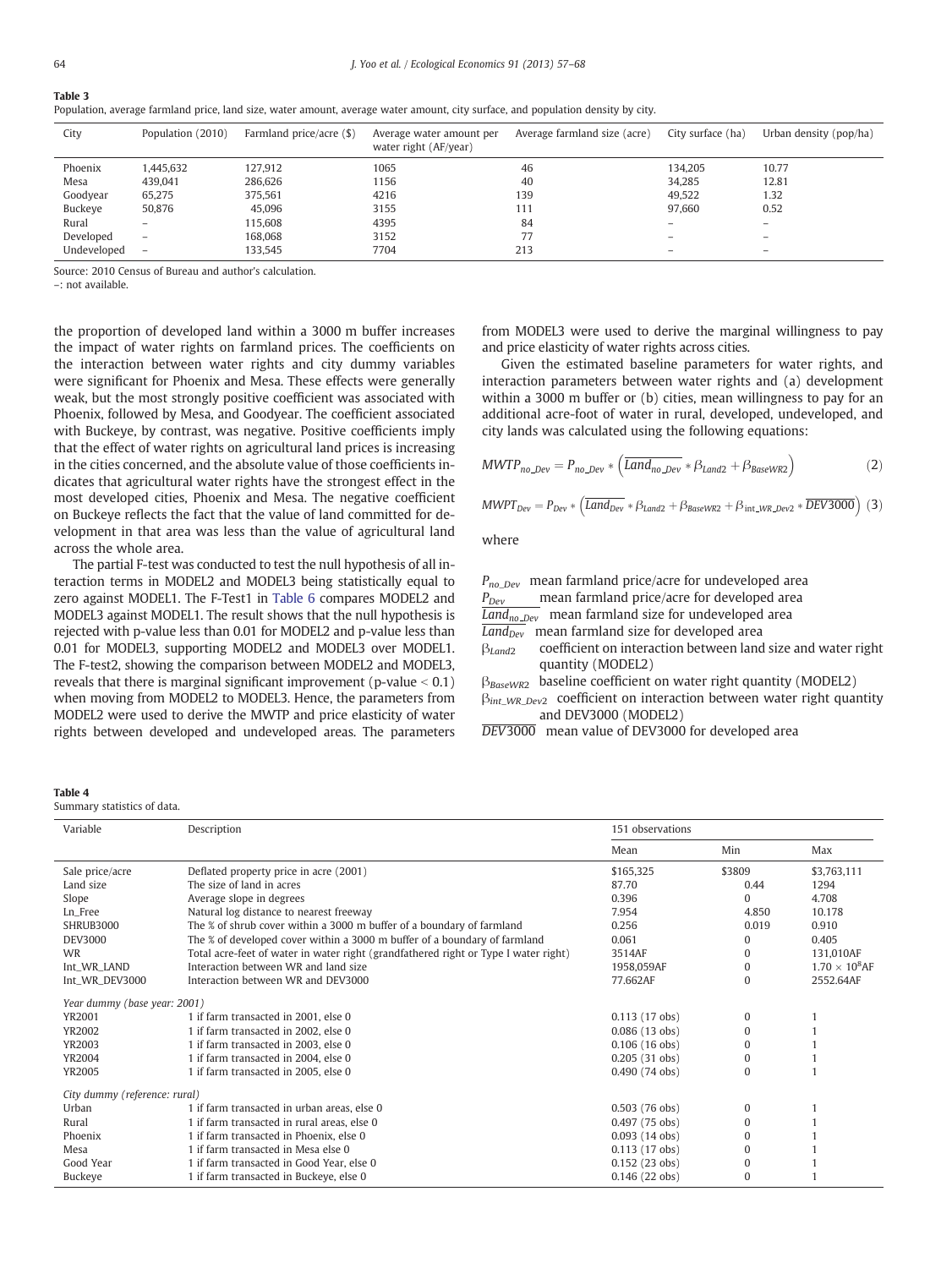**Table 3**
Population, average farmland price, land size, water amount, average water amount, city surface, and population density by city.

| City | Population (2010) | Farmland price/acre ($) | Average water amount per water right (AF/year) | Average farmland size (acre) | City surface (ha) | Urban density (pop/ha) |
|---|---|---|---|---|---|---|
| Phoenix | 1,445,632 | 127,912 | 1065 | 46 | 134,205 | 10.77 |
| Mesa | 439,041 | 286,626 | 1156 | 40 | 34,285 | 12.81 |
| Goodyear | 65,275 | 375,561 | 4216 | 139 | 49,522 | 1.32 |
| Buckeye | 50,876 | 45,096 | 3155 | 111 | 97,660 | 0.52 |
| Rural | – | 115,608 | 4395 | 84 | – | – |
| Developed | – | 168,068 | 3152 | 77 | – | – |
| Undeveloped | – | 133,545 | 7704 | 213 | – | – |

Source: 2010 Census of Bureau and author's calculation.
–: not available.

the proportion of developed land within a 3000 m buffer increases the impact of water rights on farmland prices. The coefficients on the interaction between water rights and city dummy variables were significant for Phoenix and Mesa. These effects were generally weak, but the most strongly positive coefficient was associated with Phoenix, followed by Mesa, and Goodyear. The coefficient associated with Buckeye, by contrast, was negative. Positive coefficients imply that the effect of water rights on agricultural land prices is increasing in the cities concerned, and the absolute value of those coefficients indicates that agricultural water rights have the strongest effect in the most developed cities, Phoenix and Mesa. The negative coefficient on Buckeye reflects the fact that the value of land committed for development in that area was less than the value of agricultural land across the whole area.

The partial F-test was conducted to test the null hypothesis of all interaction terms in MODEL2 and MODEL3 being statistically equal to zero against MODEL1. The F-Test1 in Table 6 compares MODEL2 and MODEL3 against MODEL1. The result shows that the null hypothesis is rejected with p-value less than 0.01 for MODEL2 and p-value less than 0.01 for MODEL3, supporting MODEL2 and MODEL3 over MODEL1. The F-test2, showing the comparison between MODEL2 and MODEL3, reveals that there is marginal significant improvement (p-value $< 0.1$) when moving from MODEL2 to MODEL3. Hence, the parameters from MODEL2 were used to derive the MWTP and price elasticity of water rights between developed and undeveloped areas. The parameters from MODEL3 were used to derive the marginal willingness to pay and price elasticity of water rights across cities.

Given the estimated baseline parameters for water rights, and interaction parameters between water rights and (a) development within a 3000 m buffer or (b) cities, mean willingness to pay for an additional acre-foot of water in rural, developed, undeveloped, and city lands was calculated using the following equations:

$$MWTP_{no\_Dev} = P_{no\_Dev} * \left(\overline{Land_{no\_Dev}} * \beta_{Land2} + \beta_{BaseWR2}\right) \tag{2}$$

$$MWPT_{Dev} = P_{Dev} * \left(\overline{Land_{Dev}} * \beta_{Land2} + \beta_{BaseWR2} + \beta_{\text{int}\_WR\_Dev2} * \overline{DEV3000}\right) \tag{3}$$

where

$P_{no\_Dev}$ mean farmland price/acre for undeveloped area
$P_{Dev}$ mean farmland price/acre for developed area
$\overline{Land_{no\_Dev}}$ mean farmland size for undeveloped area
$\overline{Land_{Dev}}$ mean farmland size for developed area
$\beta_{Land2}$ coefficient on interaction between land size and water right quantity (MODEL2)
$\beta_{BaseWR2}$ baseline coefficient on water right quantity (MODEL2)
$\beta_{int\_WR\_Dev2}$ coefficient on interaction between water right quantity and DEV3000 (MODEL2)
$\overline{DEV3000}$ mean value of DEV3000 for developed area

**Table 4**
Summary statistics of data.

| Variable | Description | 151 observations | | |
|---|---|---|---|---|
| | | Mean | Min | Max |
| Sale price/acre | Deflated property price in acre (2001) | $165,325 | $3809 | $3,763,111 |
| Land size | The size of land in acres | 87.70 | 0.44 | 1294 |
| Slope | Average slope in degrees | 0.396 | 0 | 4.708 |
| Ln_Free | Natural log distance to nearest freeway | 7.954 | 4.850 | 10.178 |
| SHRUB3000 | The % of shrub cover within a 3000 m buffer of a boundary of farmland | 0.256 | 0.019 | 0.910 |
| DEV3000 | The % of developed cover within a 3000 m buffer of a boundary of farmland | 0.061 | 0 | 0.405 |
| WR | Total acre-feet of water in water right (grandfathered right or Type I water right) | 3514AF | 0 | 131,010AF |
| Int_WR_LAND | Interaction between WR and land size | 1958,059AF | 0 | $1.70 \times 10^8$AF |
| Int_WR_DEV3000 | Interaction between WR and DEV3000 | 77.662AF | 0 | 2552.64AF |
| *Year dummy (base year: 2001)* | | | | |
| YR2001 | 1 if farm transacted in 2001, else 0 | 0.113 (17 obs) | 0 | 1 |
| YR2002 | 1 if farm transacted in 2002, else 0 | 0.086 (13 obs) | 0 | 1 |
| YR2003 | 1 if farm transacted in 2003, else 0 | 0.106 (16 obs) | 0 | 1 |
| YR2004 | 1 if farm transacted in 2004, else 0 | 0.205 (31 obs) | 0 | 1 |
| YR2005 | 1 if farm transacted in 2005, else 0 | 0.490 (74 obs) | 0 | 1 |
| *City dummy (reference: rural)* | | | | |
| Urban | 1 if farm transacted in urban areas, else 0 | 0.503 (76 obs) | 0 | 1 |
| Rural | 1 if farm transacted in rural areas, else 0 | 0.497 (75 obs) | 0 | 1 |
| Phoenix | 1 if farm transacted in Phoenix, else 0 | 0.093 (14 obs) | 0 | 1 |
| Mesa | 1 if farm transacted in Mesa else 0 | 0.113 (17 obs) | 0 | 1 |
| Good Year | 1 if farm transacted in Good Year, else 0 | 0.152 (23 obs) | 0 | 1 |
| Buckeye | 1 if farm transacted in Buckeye, else 0 | 0.146 (22 obs) | 0 | 1 |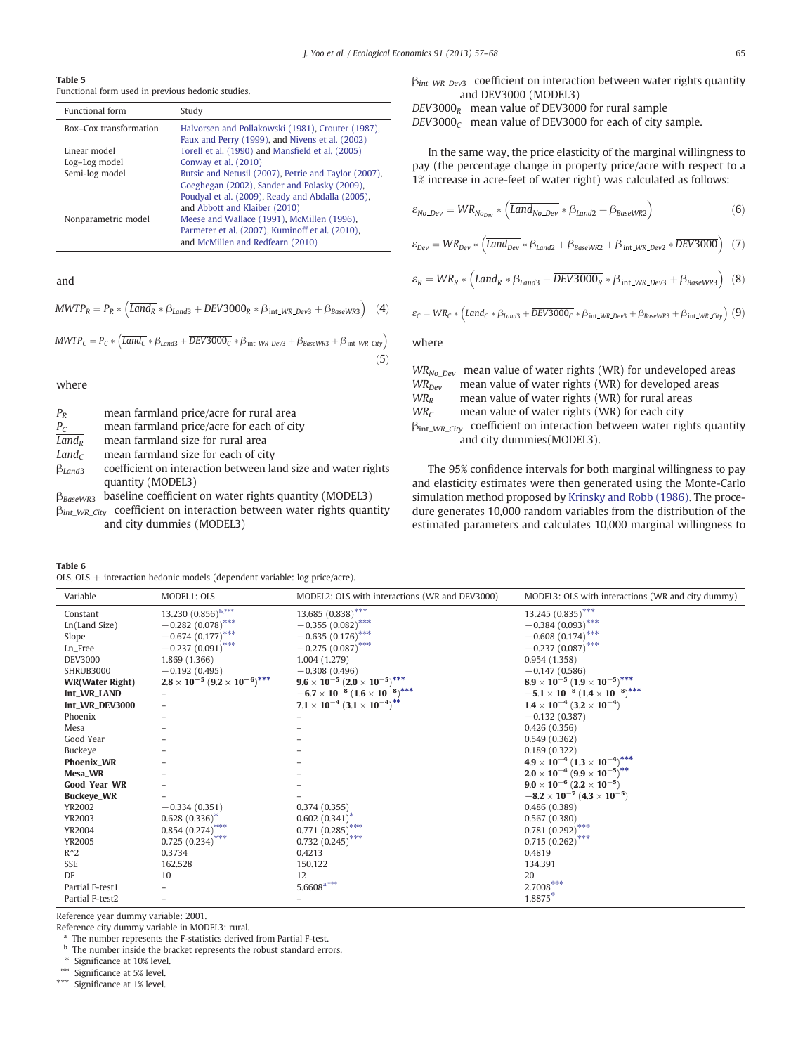**Table 5**
Functional form used in previous hedonic studies.

| Functional form | Study |
|---|---|
| Box–Cox transformation | Halvorsen and Pollakowski (1981), Crouter (1987), Faux and Perry (1999), and Nivens et al. (2002) |
| Linear model | Torell et al. (1990) and Mansfield et al. (2005) |
| Log–Log model | Conway et al. (2010) |
| Semi-log model | Butsic and Netusil (2007), Petrie and Taylor (2007), Goeghegan (2002), Sander and Polasky (2009), Poudyal et al. (2009), Ready and Abdalla (2005), and Abbott and Klaiber (2010) |
| Nonparametric model | Meese and Wallace (1991), McMillen (1996), Parmeter et al. (2007), Kuminoff et al. (2010), and McMillen and Redfearn (2010) |

and

$$MWTP_R = P_R * \left(\overline{Land_R} * \beta_{Land3} + \overline{DEV3000_R} * \beta_{\text{int\_WR\_Dev3}} + \beta_{BaseWR3}\right) \quad (4)$$

$$MWTP_C = P_C * \left(\overline{Land_C} * \beta_{Land3} + \overline{DEV3000_C} * \beta_{\text{int\_WR\_Dev3}} + \beta_{BaseWR3} + \beta_{\text{int\_WR\_City}}\right) \quad (5)$$

where

$P_R$ mean farmland price/acre for rural area
$P_C$ mean farmland price/acre for each of city
$\overline{Land_R}$ mean farmland size for rural area
$Land_C$ mean farmland size for each of city
$\beta_{Land3}$ coefficient on interaction between land size and water rights quantity (MODEL3)
$\beta_{BaseWR3}$ baseline coefficient on water rights quantity (MODEL3)
$\beta_{int\_WR\_City}$ coefficient on interaction between water rights quantity and city dummies (MODEL3)
$\beta_{int\_WR\_Dev3}$ coefficient on interaction between water rights quantity and DEV3000 (MODEL3)
$\overline{DEV3000_R}$ mean value of DEV3000 for rural sample
$\overline{DEV3000_C}$ mean value of DEV3000 for each of city sample.

In the same way, the price elasticity of the marginal willingness to pay (the percentage change in property price/acre with respect to a 1% increase in acre-feet of water right) was calculated as follows:

$$\varepsilon_{No\_Dev} = WR_{No_{Dev}} * \left(\overline{Land_{No\_Dev}} * \beta_{Land2} + \beta_{BaseWR2}\right) \quad (6)$$

$$\varepsilon_{Dev} = WR_{Dev} * \left(\overline{Land_{Dev}} * \beta_{Land2} + \beta_{BaseWR2} + \beta_{\text{int\_WR\_Dev2}} * \overline{DEV3000}\right) \quad (7)$$

$$\varepsilon_R = WR_R * \left(\overline{Land_R} * \beta_{Land3} + \overline{DEV3000_R} * \beta_{\text{int\_WR\_Dev3}} + \beta_{BaseWR3}\right) \quad (8)$$

$$\varepsilon_C = WR_C * \left(\overline{Land_C} * \beta_{Land3} + \overline{DEV3000_C} * \beta_{\text{int\_WR\_Dev3}} + \beta_{BaseWR3} + \beta_{\text{int\_WR\_City}}\right) \quad (9)$$

where

$WR_{No\_Dev}$ mean value of water rights (WR) for undeveloped areas
$WR_{Dev}$ mean value of water rights (WR) for developed areas
$WR_R$ mean value of water rights (WR) for rural areas
$WR_C$ mean value of water rights (WR) for each city
$\beta_{\text{int\_WR\_City}}$ coefficient on interaction between water rights quantity and city dummies(MODEL3).

The 95% confidence intervals for both marginal willingness to pay and elasticity estimates were then generated using the Monte-Carlo simulation method proposed by Krinsky and Robb (1986). The procedure generates 10,000 random variables from the distribution of the estimated parameters and calculates 10,000 marginal willingness to

**Table 6**
OLS, OLS + interaction hedonic models (dependent variable: log price/acre).

| Variable | MODEL1: OLS | MODEL2: OLS with interactions (WR and DEV3000) | MODEL3: OLS with interactions (WR and city dummy) |
|---|---|---|---|
| Constant | 13.230 (0.856)[b,***] | 13.685 (0.838)[***] | 13.245 (0.835)[***] |
| Ln(Land Size) | −0.282 (0.078)[***] | −0.355 (0.082)[***] | −0.384 (0.093)[***] |
| Slope | −0.674 (0.177)[***] | −0.635 (0.176)[***] | −0.608 (0.174)[***] |
| Ln_Free | −0.237 (0.091)[***] | −0.275 (0.087)[***] | −0.237 (0.087)[***] |
| DEV3000 | 1.869 (1.366) | 1.004 (1.279) | 0.954 (1.358) |
| SHRUB3000 | −0.192 (0.495) | −0.308 (0.496) | −0.147 (0.586) |
| **WR(Water Right)** | **$2.8 \times 10^{-5}$ ($9.2 \times 10^{-6}$)[***]** | **$9.6 \times 10^{-5}$ ($2.0 \times 10^{-5}$)[***]** | **$8.9 \times 10^{-5}$ ($1.9 \times 10^{-5}$)[***]** |
| **Int_WR_LAND** | – | **$-6.7 \times 10^{-8}$ ($1.6 \times 10^{-8}$)[***]** | **$-5.1 \times 10^{-8}$ ($1.4 \times 10^{-8}$)[***]** |
| **Int_WR_DEV3000** | – | **$7.1 \times 10^{-4}$ ($3.1 \times 10^{-4}$)[**]** | **$1.4 \times 10^{-4}$ ($3.2 \times 10^{-4}$)** |
| Phoenix | – | – | −0.132 (0.387) |
| Mesa | – | – | 0.426 (0.356) |
| Good Year | – | – | 0.549 (0.362) |
| Buckeye | – | – | 0.189 (0.322) |
| **Phoenix_WR** | – | – | **$4.9 \times 10^{-4}$ ($1.3 \times 10^{-4}$)[***]** |
| **Mesa_WR** | – | – | **$2.0 \times 10^{-4}$ ($9.9 \times 10^{-5}$)[**]** |
| **Good_Year_WR** | – | – | **$9.0 \times 10^{-6}$ ($2.2 \times 10^{-5}$)** |
| **Buckeye_WR** | – | – | **$-8.2 \times 10^{-7}$ ($4.3 \times 10^{-5}$)** |
| YR2002 | −0.334 (0.351) | 0.374 (0.355) | 0.486 (0.389) |
| YR2003 | 0.628 (0.336)[*] | 0.602 (0.341)[*] | 0.567 (0.380) |
| YR2004 | 0.854 (0.274)[***] | 0.771 (0.285)[***] | 0.781 (0.292)[***] |
| YR2005 | 0.725 (0.234)[***] | 0.732 (0.245)[***] | 0.715 (0.262)[***] |
| R^2 | 0.3734 | 0.4213 | 0.4819 |
| SSE | 162.528 | 150.122 | 134.391 |
| DF | 10 | 12 | 20 |
| Partial F-test1 | – | 5.6608[a,***] | 2.7008[***] |
| Partial F-test2 | – | – | 1.8875[*] |

Reference year dummy variable: 2001.
Reference city dummy variable in MODEL3: rural.
[a] The number represents the F-statistics derived from Partial F-test.
[b] The number inside the bracket represents the robust standard errors.
[*] Significance at 10% level.
[**] Significance at 5% level.
[***] Significance at 1% level.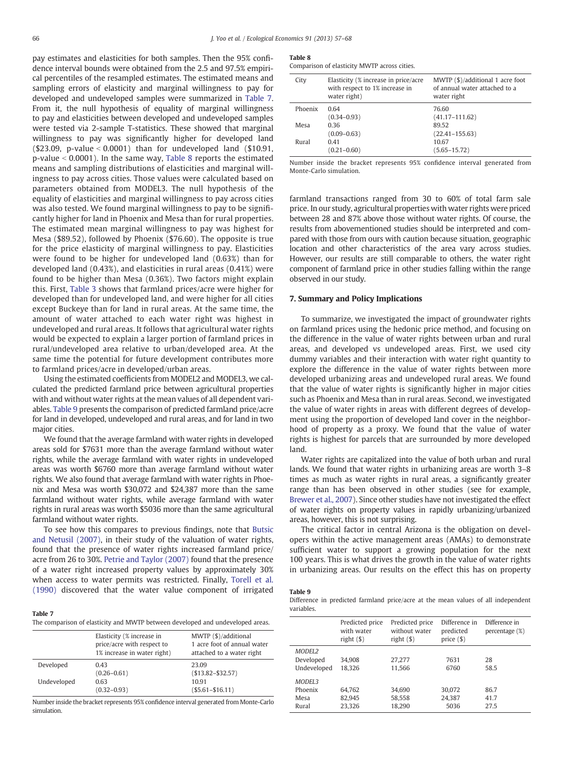pay estimates and elasticities for both samples. Then the 95% confidence interval bounds were obtained from the 2.5 and 97.5% empirical percentiles of the resampled estimates. The estimated means and sampling errors of elasticity and marginal willingness to pay for developed and undeveloped samples were summarized in Table 7. From it, the null hypothesis of equality of marginal willingness to pay and elasticities between developed and undeveloped samples were tested via 2-sample T-statistics. These showed that marginal willingness to pay was significantly higher for developed land (\$23.09, p-value < 0.0001) than for undeveloped land (\$10.91, p-value < 0.0001). In the same way, Table 8 reports the estimated means and sampling distributions of elasticities and marginal willingness to pay across cities. Those values were calculated based on parameters obtained from MODEL3. The null hypothesis of the equality of elasticities and marginal willingness to pay across cities was also tested. We found marginal willingness to pay to be significantly higher for land in Phoenix and Mesa than for rural properties. The estimated mean marginal willingness to pay was highest for Mesa (\$89.52), followed by Phoenix (\$76.60). The opposite is true for the price elasticity of marginal willingness to pay. Elasticities were found to be higher for undeveloped land (0.63%) than for developed land (0.43%), and elasticities in rural areas (0.41%) were found to be higher than Mesa (0.36%). Two factors might explain this. First, Table 3 shows that farmland prices/acre were higher for developed than for undeveloped land, and were higher for all cities except Buckeye than for land in rural areas. At the same time, the amount of water attached to each water right was highest in undeveloped and rural areas. It follows that agricultural water rights would be expected to explain a larger portion of farmland prices in rural/undeveloped area relative to urban/developed area. At the same time the potential for future development contributes more to farmland prices/acre in developed/urban areas.

Using the estimated coefficients from MODEL2 and MODEL3, we calculated the predicted farmland price between agricultural properties with and without water rights at the mean values of all dependent variables. Table 9 presents the comparison of predicted farmland price/acre for land in developed, undeveloped and rural areas, and for land in two major cities.

We found that the average farmland with water rights in developed areas sold for \$7631 more than the average farmland without water rights, while the average farmland with water rights in undeveloped areas was worth \$6760 more than average farmland without water rights. We also found that average farmland with water rights in Phoenix and Mesa was worth \$30,072 and \$24,387 more than the same farmland without water rights, while average farmland with water rights in rural areas was worth \$5036 more than the same agricultural farmland without water rights.

To see how this compares to previous findings, note that Butsic and Netusil (2007), in their study of the valuation of water rights, found that the presence of water rights increased farmland price/acre from 26 to 30%. Petrie and Taylor (2007) found that the presence of a water right increased property values by approximately 30% when access to water permits was restricted. Finally, Torell et al. (1990) discovered that the water value component of irrigated farmland transactions ranged from 30 to 60% of total farm sale price. In our study, agricultural properties with water rights were priced between 28 and 87% above those without water rights. Of course, the results from abovementioned studies should be interpreted and compared with those from ours with caution because situation, geographic location and other characteristics of the area vary across studies. However, our results are still comparable to others, the water right component of farmland price in other studies falling within the range observed in our study.

**Table 7**
The comparison of elasticity and MWTP between developed and undeveloped areas.

| | Elasticity (% increase in price/acre with respect to 1% increase in water right) | MWTP (\$)/additional 1 acre foot of annual water attached to a water right |
|---|---|---|
| Developed | 0.43<br>(0.26–0.61) | 23.09<br>(\$13.82–\$32.57) |
| Undeveloped | 0.63<br>(0.32–0.93) | 10.91<br>(\$5.61–\$16.11) |

Number inside the bracket represents 95% confidence interval generated from Monte-Carlo simulation.

**Table 8**
Comparison of elasticity MWTP across cities.

| City | Elasticity (% increase in price/acre with respect to 1% increase in water right) | MWTP (\$)/additional 1 acre foot of annual water attached to a water right |
|---|---|---|
| Phoenix | 0.64<br>(0.34–0.93) | 76.60<br>(41.17–111.62) |
| Mesa | 0.36<br>(0.09–0.63) | 89.52<br>(22.41–155.63) |
| Rural | 0.41<br>(0.21–0.60) | 10.67<br>(5.65–15.72) |

Number inside the bracket represents 95% confidence interval generated from Monte-Carlo simulation.

## 7. Summary and Policy Implications

To summarize, we investigated the impact of groundwater rights on farmland prices using the hedonic price method, and focusing on the difference in the value of water rights between urban and rural areas, and developed vs undeveloped areas. First, we used city dummy variables and their interaction with water right quantity to explore the difference in the value of water rights between more developed urbanizing areas and undeveloped rural areas. We found that the value of water rights is significantly higher in major cities such as Phoenix and Mesa than in rural areas. Second, we investigated the value of water rights in areas with different degrees of development using the proportion of developed land cover in the neighborhood of property as a proxy. We found that the value of water rights is highest for parcels that are surrounded by more developed land.

Water rights are capitalized into the value of both urban and rural lands. We found that water rights in urbanizing areas are worth 3–8 times as much as water rights in rural areas, a significantly greater range than has been observed in other studies (see for example, Brewer et al., 2007). Since other studies have not investigated the effect of water rights on property values in rapidly urbanizing/urbanized areas, however, this is not surprising.

The critical factor in central Arizona is the obligation on developers within the active management areas (AMAs) to demonstrate sufficient water to support a growing population for the next 100 years. This is what drives the growth in the value of water rights in urbanizing areas. Our results on the effect this has on property

**Table 9**
Difference in predicted farmland price/acre at the mean values of all independent variables.

| | Predicted price with water right (\$) | Predicted price without water right (\$) | Difference in predicted price (\$) | Difference in percentage (%) |
|---|---|---|---|---|
| *MODEL2* | | | | |
| Developed | 34,908 | 27,277 | 7631 | 28 |
| Undeveloped | 18,326 | 11,566 | 6760 | 58.5 |
| *MODEL3* | | | | |
| Phoenix | 64,762 | 34,690 | 30,072 | 86.7 |
| Mesa | 82,945 | 58,558 | 24,387 | 41.7 |
| Rural | 23,326 | 18,290 | 5036 | 27.5 |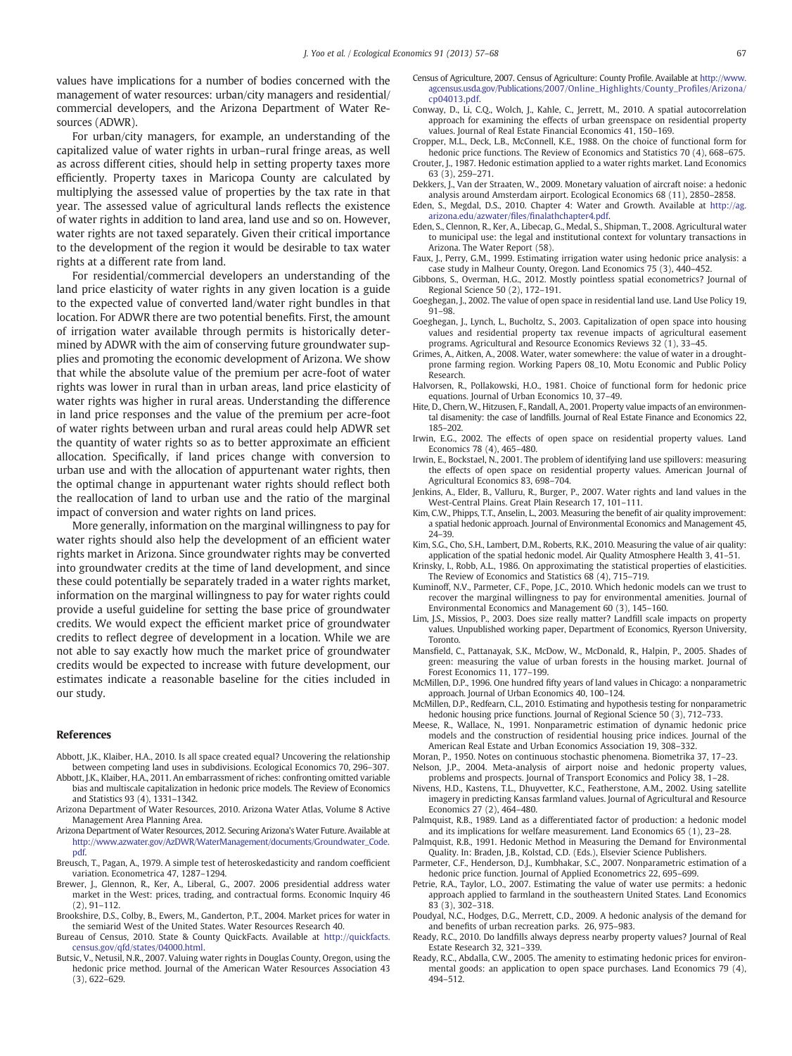values have implications for a number of bodies concerned with the management of water resources: urban/city managers and residential/commercial developers, and the Arizona Department of Water Resources (ADWR).

For urban/city managers, for example, an understanding of the capitalized value of water rights in urban–rural fringe areas, as well as across different cities, should help in setting property taxes more efficiently. Property taxes in Maricopa County are calculated by multiplying the assessed value of properties by the tax rate in that year. The assessed value of agricultural lands reflects the existence of water rights in addition to land area, land use and so on. However, water rights are not taxed separately. Given their critical importance to the development of the region it would be desirable to tax water rights at a different rate from land.

For residential/commercial developers an understanding of the land price elasticity of water rights in any given location is a guide to the expected value of converted land/water right bundles in that location. For ADWR there are two potential benefits. First, the amount of irrigation water available through permits is historically determined by ADWR with the aim of conserving future groundwater supplies and promoting the economic development of Arizona. We show that while the absolute value of the premium per acre-foot of water rights was lower in rural than in urban areas, land price elasticity of water rights was higher in rural areas. Understanding the difference in land price responses and the value of the premium per acre-foot of water rights between urban and rural areas could help ADWR set the quantity of water rights so as to better approximate an efficient allocation. Specifically, if land prices change with conversion to urban use and with the allocation of appurtenant water rights, then the optimal change in appurtenant water rights should reflect both the reallocation of land to urban use and the ratio of the marginal impact of conversion and water rights on land prices.

More generally, information on the marginal willingness to pay for water rights should also help the development of an efficient water rights market in Arizona. Since groundwater rights may be converted into groundwater credits at the time of land development, and since these could potentially be separately traded in a water rights market, information on the marginal willingness to pay for water rights could provide a useful guideline for setting the base price of groundwater credits. We would expect the efficient market price of groundwater credits to reflect degree of development in a location. While we are not able to say exactly how much the market price of groundwater credits would be expected to increase with future development, our estimates indicate a reasonable baseline for the cities included in our study.

## References

Abbott, J.K., Klaiber, H.A., 2010. Is all space created equal? Uncovering the relationship between competing land uses in subdivisions. Ecological Economics 70, 296–307.

Abbott, J.K., Klaiber, H.A., 2011. An embarrassment of riches: confronting omitted variable bias and multiscale capitalization in hedonic price models. The Review of Economics and Statistics 93 (4), 1331–1342.

Arizona Department of Water Resources, 2010. Arizona Water Atlas, Volume 8 Active Management Area Planning Area.

Arizona Department of Water Resources, 2012. Securing Arizona's Water Future. Available at http://www.azwater.gov/AzDWR/WaterManagement/documents/Groundwater_Code.pdf.

Breusch, T., Pagan, A., 1979. A simple test of heteroskedasticity and random coefficient variation. Econometrica 47, 1287–1294.

Brewer, J., Glennon, R., Ker, A., Liberal, G., 2007. 2006 presidential address water market in the West: prices, trading, and contractual forms. Economic Inquiry 46 (2), 91–112.

Brookshire, D.S., Colby, B., Ewers, M., Ganderton, P.T., 2004. Market prices for water in the semiarid West of the United States. Water Resources Research 40.

Bureau of Census, 2010. State & County QuickFacts. Available at http://quickfacts.census.gov/qfd/states/04000.html.

Butsic, V., Netusil, N.R., 2007. Valuing water rights in Douglas County, Oregon, using the hedonic price method. Journal of the American Water Resources Association 43 (3), 622–629.

Census of Agriculture, 2007. Census of Agriculture: County Profile. Available at http://www.agcensus.usda.gov/Publications/2007/Online_Highlights/County_Profiles/Arizona/cp04013.pdf.

Conway, D., Li, C.Q., Wolch, J., Kahle, C., Jerrett, M., 2010. A spatial autocorrelation approach for examining the effects of urban greenspace on residential property values. Journal of Real Estate Financial Economics 41, 150–169.

Cropper, M.L., Deck, L.B., McConnell, K.E., 1988. On the choice of functional form for hedonic price functions. The Review of Economics and Statistics 70 (4), 668–675.

Crouter, J., 1987. Hedonic estimation applied to a water rights market. Land Economics 63 (3), 259–271.

Dekkers, J., Van der Straaten, W., 2009. Monetary valuation of aircraft noise: a hedonic analysis around Amsterdam airport. Ecological Economics 68 (11), 2850–2858.

Eden, S., Megdal, D.S., 2010. Chapter 4: Water and Growth. Available at http://ag.arizona.edu/azwater/files/finalathchapter4.pdf.

Eden, S., Clennon, R., Ker, A., Libecap, G., Medal, S., Shipman, T., 2008. Agricultural water to municipal use: the legal and institutional context for voluntary transactions in Arizona. The Water Report (58).

Faux, J., Perry, G.M., 1999. Estimating irrigation water using hedonic price analysis: a case study in Malheur County, Oregon. Land Economics 75 (3), 440–452.

Gibbons, S., Overman, H.G., 2012. Mostly pointless spatial econometrics? Journal of Regional Science 50 (2), 172–191.

Goeghegan, J., 2002. The value of open space in residential land use. Land Use Policy 19, 91–98.

Goeghegan, J., Lynch, L., Bucholtz, S., 2003. Capitalization of open space into housing values and residential property tax revenue impacts of agricultural easement programs. Agricultural and Resource Economics Reviews 32 (1), 33–45.

Grimes, A., Aitken, A., 2008. Water, water somewhere: the value of water in a drought-prone farming region. Working Papers 08_10, Motu Economic and Public Policy Research.

Halvorsen, R., Pollakowski, H.O., 1981. Choice of functional form for hedonic price equations. Journal of Urban Economics 10, 37–49.

Hite, D., Chern, W., Hitzusen, F., Randall, A., 2001. Property value impacts of an environmental disamenity: the case of landfills. Journal of Real Estate Finance and Economics 22, 185–202.

Irwin, E.G., 2002. The effects of open space on residential property values. Land Economics 78 (4), 465–480.

Irwin, E., Bockstael, N., 2001. The problem of identifying land use spillovers: measuring the effects of open space on residential property values. American Journal of Agricultural Economics 83, 698–704.

Jenkins, A., Elder, B., Valluru, R., Burger, P., 2007. Water rights and land values in the West-Central Plains. Great Plain Research 17, 101–111.

Kim, C.W., Phipps, T.T., Anselin, L., 2003. Measuring the benefit of air quality improvement: a spatial hedonic approach. Journal of Environmental Economics and Management 45, 24–39.

Kim, S.G., Cho, S.H., Lambert, D.M., Roberts, R.K., 2010. Measuring the value of air quality: application of the spatial hedonic model. Air Quality Atmosphere Health 3, 41–51.

Krinsky, I., Robb, A.L., 1986. On approximating the statistical properties of elasticities. The Review of Economics and Statistics 68 (4), 715–719.

Kuminoff, N.V., Parmeter, C.F., Pope, J.C., 2010. Which hedonic models can we trust to recover the marginal willingness to pay for environmental amenities. Journal of Environmental Economics and Management 60 (3), 145–160.

Lim, J.S., Missios, P., 2003. Does size really matter? Landfill scale impacts on property values. Unpublished working paper, Department of Economics, Ryerson University, Toronto.

Mansfield, C., Pattanayak, S.K., McDow, W., McDonald, R., Halpin, P., 2005. Shades of green: measuring the value of urban forests in the housing market. Journal of Forest Economics 11, 177–199.

McMillen, D.P., 1996. One hundred fifty years of land values in Chicago: a nonparametric approach. Journal of Urban Economics 40, 100–124.

McMillen, D.P., Redfearn, C.L., 2010. Estimating and hypothesis testing for nonparametric hedonic housing price functions. Journal of Regional Science 50 (3), 712–733.

Meese, R., Wallace, N., 1991. Nonparametric estimation of dynamic hedonic price models and the construction of residential housing price indices. Journal of the American Real Estate and Urban Economics Association 19, 308–332.

Moran, P., 1950. Notes on continuous stochastic phenomena. Biometrika 37, 17–23.

Nelson, J.P., 2004. Meta-analysis of airport noise and hedonic property values, problems and prospects. Journal of Transport Economics and Policy 38, 1–28.

Nivens, H.D., Kastens, T.L., Dhuyvetter, K.C., Featherstone, A.M., 2002. Using satellite imagery in predicting Kansas farmland values. Journal of Agricultural and Resource Economics 27 (2), 464–480.

Palmquist, R.B., 1989. Land as a differentiated factor of production: a hedonic model and its implications for welfare measurement. Land Economics 65 (1), 23–28.

Palmquist, R.B., 1991. Hedonic Method in Measuring the Demand for Environmental Quality. In: Braden, J.B., Kolstad, C.D. (Eds.), Elsevier Science Publishers.

Parmeter, C.F., Henderson, D.J., Kumbhakar, S.C., 2007. Nonparametric estimation of a hedonic price function. Journal of Applied Econometrics 22, 695–699.

Petrie, R.A., Taylor, L.O., 2007. Estimating the value of water use permits: a hedonic approach applied to farmland in the southeastern United States. Land Economics 83 (3), 302–318.

Poudyal, N.C., Hodges, D.G., Merrett, C.D., 2009. A hedonic analysis of the demand for and benefits of urban recreation parks. 26, 975–983.

Ready, R.C., 2010. Do landfills always depress nearby property values? Journal of Real Estate Research 32, 321–339.

Ready, R.C., Abdalla, C.W., 2005. The amenity to estimating hedonic prices for environmental goods: an application to open space purchases. Land Economics 79 (4), 494–512.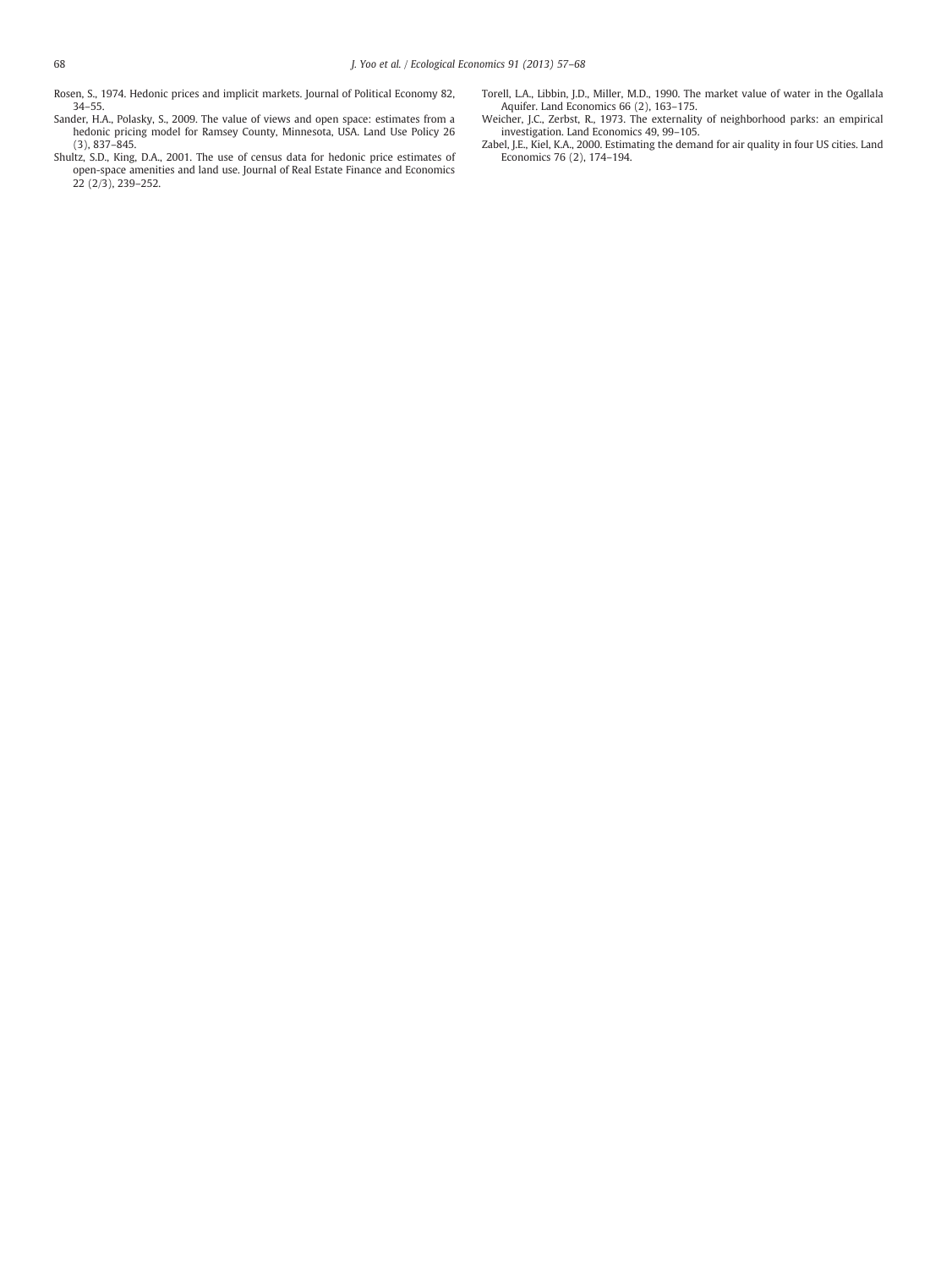Rosen, S., 1974. Hedonic prices and implicit markets. Journal of Political Economy 82, 34–55.

Sander, H.A., Polasky, S., 2009. The value of views and open space: estimates from a hedonic pricing model for Ramsey County, Minnesota, USA. Land Use Policy 26 (3), 837–845.

Shultz, S.D., King, D.A., 2001. The use of census data for hedonic price estimates of open-space amenities and land use. Journal of Real Estate Finance and Economics 22 (2/3), 239–252.

Torell, L.A., Libbin, J.D., Miller, M.D., 1990. The market value of water in the Ogallala Aquifer. Land Economics 66 (2), 163–175.

Weicher, J.C., Zerbst, R., 1973. The externality of neighborhood parks: an empirical investigation. Land Economics 49, 99–105.

Zabel, J.E., Kiel, K.A., 2000. Estimating the demand for air quality in four US cities. Land Economics 76 (2), 174–194.